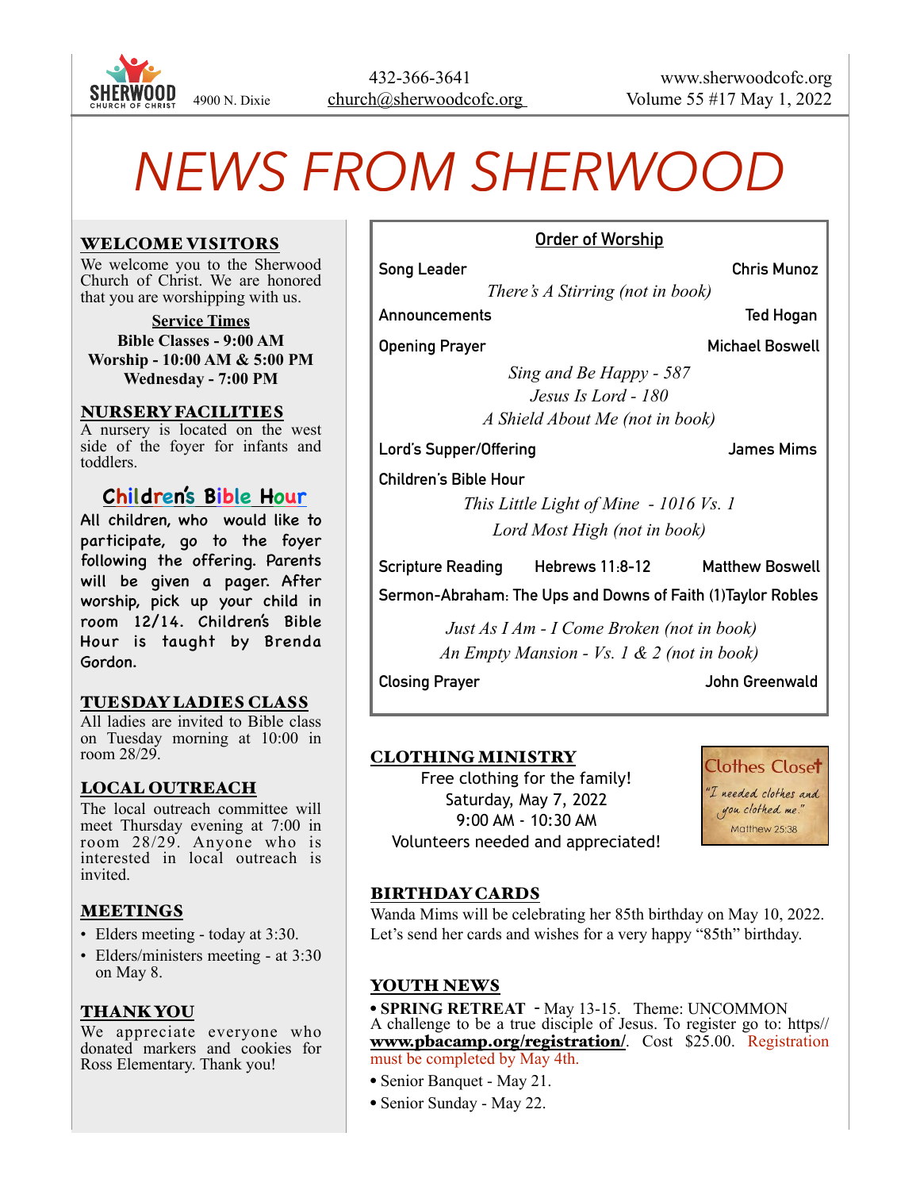SHERWOOD CHURCH OF CHRIST 4900 N. Dixie

432-366-3641
church@sherwoodcofc.org

www.sherwoodcofc.org
Volume 55 #17 May 1, 2022

# NEWS FROM SHERWOOD

## WELCOME VISITORS

We welcome you to the Sherwood Church of Christ. We are honored that you are worshipping with us.

**Service Times**
**Bible Classes - 9:00 AM**
**Worship - 10:00 AM & 5:00 PM**
**Wednesday - 7:00 PM**

## NURSERY FACILITIES

A nursery is located on the west side of the foyer for infants and toddlers.

## Children's Bible Hour

All children, who would like to participate, go to the foyer following the offering. Parents will be given a pager. After worship, pick up your child in room 12/14. Children's Bible Hour is taught by Brenda Gordon.

## TUESDAY LADIES CLASS

All ladies are invited to Bible class on Tuesday morning at 10:00 in room 28/29.

## LOCAL OUTREACH

The local outreach committee will meet Thursday evening at 7:00 in room 28/29. Anyone who is interested in local outreach is invited.

## MEETINGS

- Elders meeting - today at 3:30.
- Elders/ministers meeting - at 3:30 on May 8.

## THANK YOU

We appreciate everyone who donated markers and cookies for Ross Elementary. Thank you!

## Order of Worship

Song Leader — Chris Munoz

*There's A Stirring (not in book)*

Announcements — Ted Hogan

Opening Prayer — Michael Boswell

*Sing and Be Happy - 587*
*Jesus Is Lord - 180*
*A Shield About Me (not in book)*

Lord's Supper/Offering — James Mims

Children's Bible Hour

*This Little Light of Mine - 1016 Vs. 1*
*Lord Most High (not in book)*

Scripture Reading — Hebrews 11:8-12 — Matthew Boswell

Sermon-Abraham: The Ups and Downs of Faith (1) — Taylor Robles

*Just As I Am - I Come Broken (not in book)*
*An Empty Mansion - Vs. 1 & 2 (not in book)*

Closing Prayer — John Greenwald

## CLOTHING MINISTRY

Free clothing for the family!
Saturday, May 7, 2022
9:00 AM - 10:30 AM
Volunteers needed and appreciated!

Clothes Closet
"I needed clothes and you clothed me."
Matthew 25:38

## BIRTHDAY CARDS

Wanda Mims will be celebrating her 85th birthday on May 10, 2022. Let's send her cards and wishes for a very happy "85th" birthday.

## YOUTH NEWS

- **SPRING RETREAT** - May 13-15. Theme: UNCOMMON
A challenge to be a true disciple of Jesus. To register go to: https//**www.pbacamp.org/registration/**. Cost $25.00. Registration must be completed by May 4th.
- Senior Banquet - May 21.
- Senior Sunday - May 22.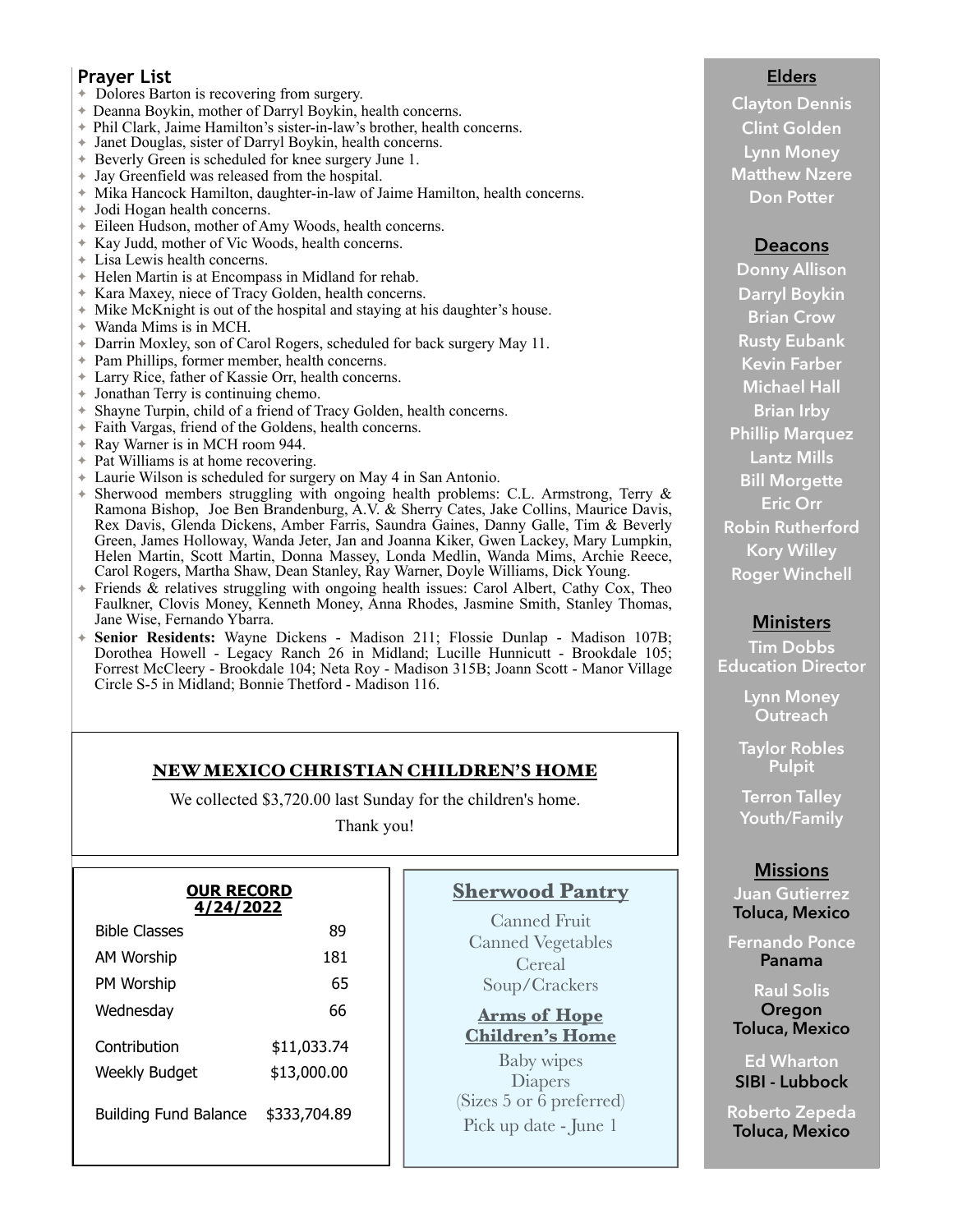## Prayer List

- Dolores Barton is recovering from surgery.
- Deanna Boykin, mother of Darryl Boykin, health concerns.
- Phil Clark, Jaime Hamilton's sister-in-law's brother, health concerns.
- Janet Douglas, sister of Darryl Boykin, health concerns.
- Beverly Green is scheduled for knee surgery June 1.
- Jay Greenfield was released from the hospital.
- Mika Hancock Hamilton, daughter-in-law of Jaime Hamilton, health concerns.
- Jodi Hogan health concerns.
- Eileen Hudson, mother of Amy Woods, health concerns.
- Kay Judd, mother of Vic Woods, health concerns.
- Lisa Lewis health concerns.
- Helen Martin is at Encompass in Midland for rehab.
- Kara Maxey, niece of Tracy Golden, health concerns.
- Mike McKnight is out of the hospital and staying at his daughter's house.
- Wanda Mims is in MCH.
- Darrin Moxley, son of Carol Rogers, scheduled for back surgery May 11.
- Pam Phillips, former member, health concerns.
- Larry Rice, father of Kassie Orr, health concerns.
- Jonathan Terry is continuing chemo.
- Shayne Turpin, child of a friend of Tracy Golden, health concerns.
- Faith Vargas, friend of the Goldens, health concerns.
- Ray Warner is in MCH room 944.
- Pat Williams is at home recovering.
- Laurie Wilson is scheduled for surgery on May 4 in San Antonio.
- Sherwood members struggling with ongoing health problems: C.L. Armstrong, Terry & Ramona Bishop, Joe Ben Brandenburg, A.V. & Sherry Cates, Jake Collins, Maurice Davis, Rex Davis, Glenda Dickens, Amber Farris, Saundra Gaines, Danny Galle, Tim & Beverly Green, James Holloway, Wanda Jeter, Jan and Joanna Kiker, Gwen Lackey, Mary Lumpkin, Helen Martin, Scott Martin, Donna Massey, Londa Medlin, Wanda Mims, Archie Reece, Carol Rogers, Martha Shaw, Dean Stanley, Ray Warner, Doyle Williams, Dick Young.
- Friends & relatives struggling with ongoing health issues: Carol Albert, Cathy Cox, Theo Faulkner, Clovis Money, Kenneth Money, Anna Rhodes, Jasmine Smith, Stanley Thomas, Jane Wise, Fernando Ybarra.
- **Senior Residents:** Wayne Dickens - Madison 211; Flossie Dunlap - Madison 107B; Dorothea Howell - Legacy Ranch 26 in Midland; Lucille Hunnicutt - Brookdale 105; Forrest McCleery - Brookdale 104; Neta Roy - Madison 315B; Joann Scott - Manor Village Circle S-5 in Midland; Bonnie Thetford - Madison 116.

## NEW MEXICO CHRISTIAN CHILDREN'S HOME

We collected $3,720.00 last Sunday for the children's home.

Thank you!

### OUR RECORD 4/24/2022

| | |
|---|---|
| Bible Classes | 89 |
| AM Worship | 181 |
| PM Worship | 65 |
| Wednesday | 66 |
| Contribution | $11,033.74 |
| Weekly Budget | $13,000.00 |
| Building Fund Balance | $333,704.89 |

### Sherwood Pantry

Canned Fruit
Canned Vegetables
Cereal
Soup/Crackers

### Arms of Hope Children's Home

Baby wipes
Diapers
(Sizes 5 or 6 preferred)
Pick up date - June 1

### Elders

Clayton Dennis
Clint Golden
Lynn Money
Matthew Nzere
Don Potter

### Deacons

Donny Allison
Darryl Boykin
Brian Crow
Rusty Eubank
Kevin Farber
Michael Hall
Brian Irby
Phillip Marquez
Lantz Mills
Bill Morgette
Eric Orr
Robin Rutherford
Kory Willey
Roger Winchell

### Ministers

Tim Dobbs
Education Director

Lynn Money
Outreach

Taylor Robles
Pulpit

Terron Talley
Youth/Family

### Missions

Juan Gutierrez
Toluca, Mexico

Fernando Ponce
Panama

Raul Solis
Oregon
Toluca, Mexico

Ed Wharton
SIBI - Lubbock

Roberto Zepeda
Toluca, Mexico